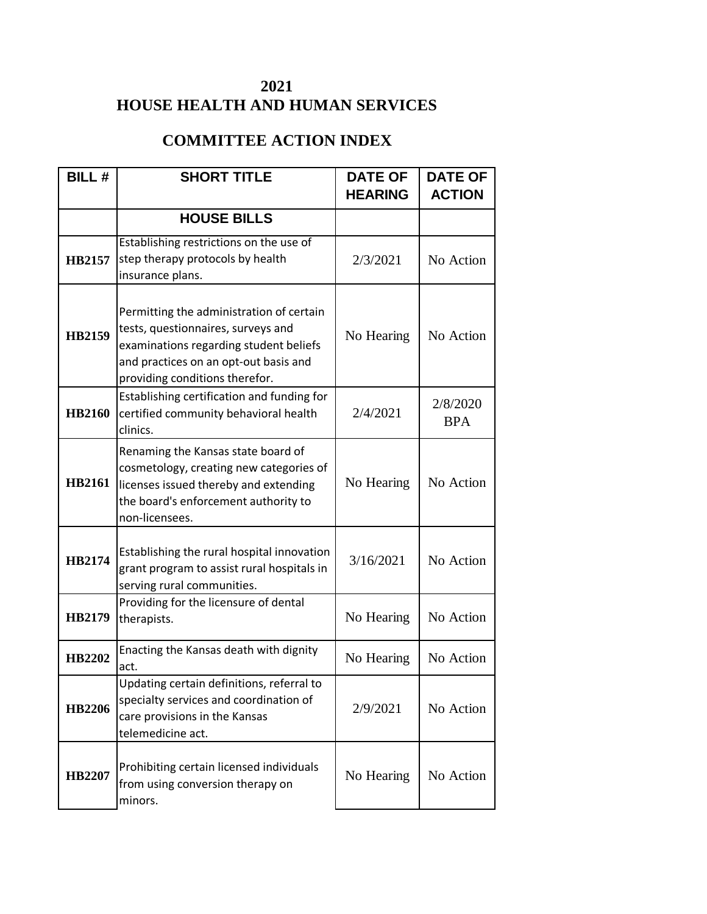# 2021
# HOUSE HEALTH AND HUMAN SERVICES

## COMMITTEE ACTION INDEX

| BILL # | SHORT TITLE | DATE OF HEARING | DATE OF ACTION |
|---|---|---|---|
| | **HOUSE BILLS** | | |
| **HB2157** | Establishing restrictions on the use of step therapy protocols by health insurance plans. | 2/3/2021 | No Action |
| **HB2159** | Permitting the administration of certain tests, questionnaires, surveys and examinations regarding student beliefs and practices on an opt-out basis and providing conditions therefor. | No Hearing | No Action |
| **HB2160** | Establishing certification and funding for certified community behavioral health clinics. | 2/4/2021 | 2/8/2020 BPA |
| **HB2161** | Renaming the Kansas state board of cosmetology, creating new categories of licenses issued thereby and extending the board's enforcement authority to non-licensees. | No Hearing | No Action |
| **HB2174** | Establishing the rural hospital innovation grant program to assist rural hospitals in serving rural communities. | 3/16/2021 | No Action |
| **HB2179** | Providing for the licensure of dental therapists. | No Hearing | No Action |
| **HB2202** | Enacting the Kansas death with dignity act. | No Hearing | No Action |
| **HB2206** | Updating certain definitions, referral to specialty services and coordination of care provisions in the Kansas telemedicine act. | 2/9/2021 | No Action |
| **HB2207** | Prohibiting certain licensed individuals from using conversion therapy on minors. | No Hearing | No Action |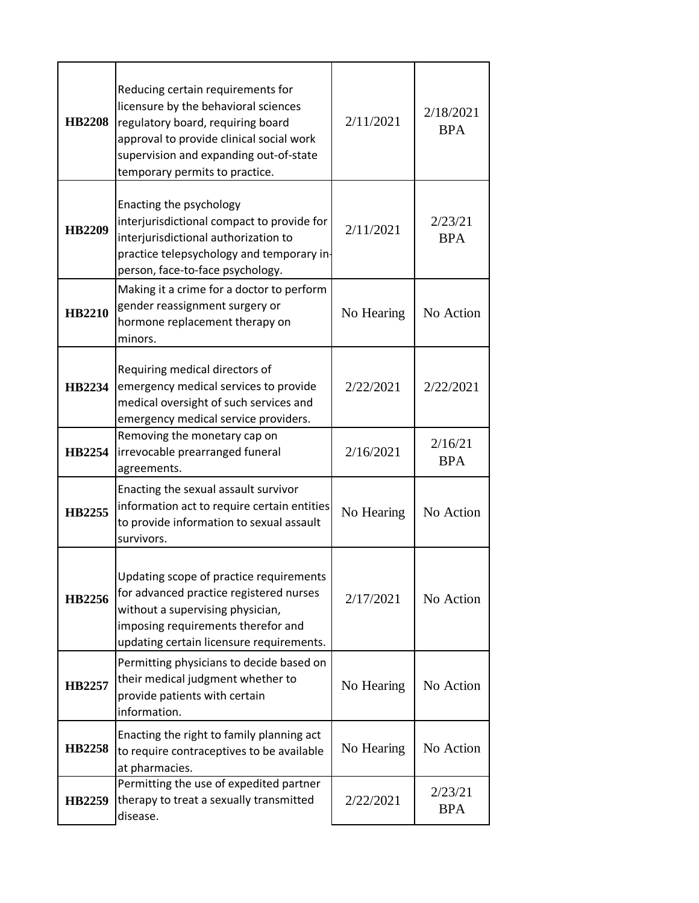| | | | |
|---|---|---|---|
| **HB2208** | Reducing certain requirements for licensure by the behavioral sciences regulatory board, requiring board approval to provide clinical social work supervision and expanding out-of-state temporary permits to practice. | 2/11/2021 | 2/18/2021 BPA |
| **HB2209** | Enacting the psychology interjurisdictional compact to provide for interjurisdictional authorization to practice telepsychology and temporary in-person, face-to-face psychology. | 2/11/2021 | 2/23/21 BPA |
| **HB2210** | Making it a crime for a doctor to perform gender reassignment surgery or hormone replacement therapy on minors. | No Hearing | No Action |
| **HB2234** | Requiring medical directors of emergency medical services to provide medical oversight of such services and emergency medical service providers. | 2/22/2021 | 2/22/2021 |
| **HB2254** | Removing the monetary cap on irrevocable prearranged funeral agreements. | 2/16/2021 | 2/16/21 BPA |
| **HB2255** | Enacting the sexual assault survivor information act to require certain entities to provide information to sexual assault survivors. | No Hearing | No Action |
| **HB2256** | Updating scope of practice requirements for advanced practice registered nurses without a supervising physician, imposing requirements therefor and updating certain licensure requirements. | 2/17/2021 | No Action |
| **HB2257** | Permitting physicians to decide based on their medical judgment whether to provide patients with certain information. | No Hearing | No Action |
| **HB2258** | Enacting the right to family planning act to require contraceptives to be available at pharmacies. | No Hearing | No Action |
| **HB2259** | Permitting the use of expedited partner therapy to treat a sexually transmitted disease. | 2/22/2021 | 2/23/21 BPA |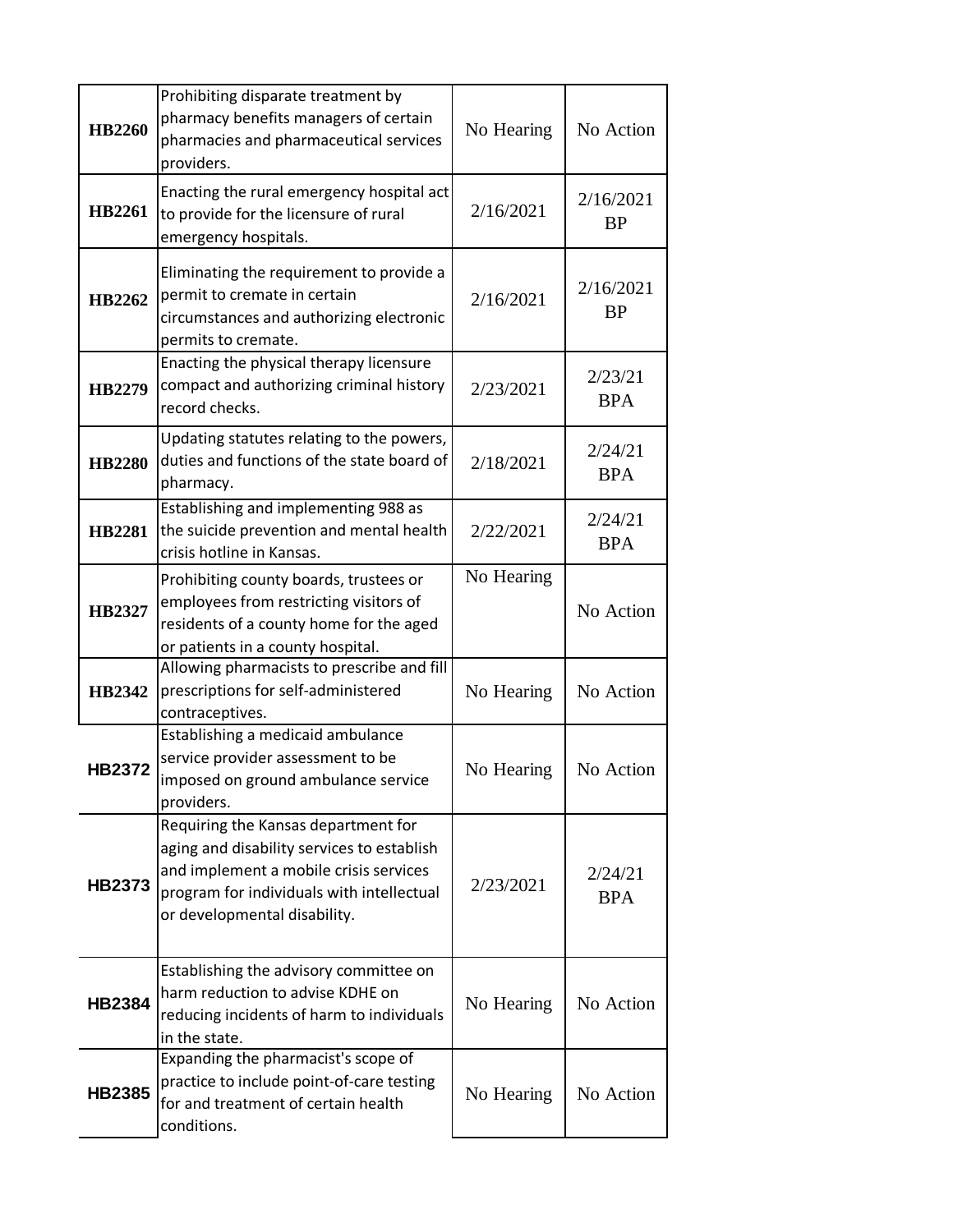| | | | |
|---|---|---|---|
| **HB2260** | Prohibiting disparate treatment by pharmacy benefits managers of certain pharmacies and pharmaceutical services providers. | No Hearing | No Action |
| **HB2261** | Enacting the rural emergency hospital act to provide for the licensure of rural emergency hospitals. | 2/16/2021 | 2/16/2021 BP |
| **HB2262** | Eliminating the requirement to provide a permit to cremate in certain circumstances and authorizing electronic permits to cremate. | 2/16/2021 | 2/16/2021 BP |
| **HB2279** | Enacting the physical therapy licensure compact and authorizing criminal history record checks. | 2/23/2021 | 2/23/21 BPA |
| **HB2280** | Updating statutes relating to the powers, duties and functions of the state board of pharmacy. | 2/18/2021 | 2/24/21 BPA |
| **HB2281** | Establishing and implementing 988 as the suicide prevention and mental health crisis hotline in Kansas. | 2/22/2021 | 2/24/21 BPA |
| **HB2327** | Prohibiting county boards, trustees or employees from restricting visitors of residents of a county home for the aged or patients in a county hospital. | No Hearing | No Action |
| **HB2342** | Allowing pharmacists to prescribe and fill prescriptions for self-administered contraceptives. | No Hearing | No Action |
| **HB2372** | Establishing a medicaid ambulance service provider assessment to be imposed on ground ambulance service providers. | No Hearing | No Action |
| **HB2373** | Requiring the Kansas department for aging and disability services to establish and implement a mobile crisis services program for individuals with intellectual or developmental disability. | 2/23/2021 | 2/24/21 BPA |
| **HB2384** | Establishing the advisory committee on harm reduction to advise KDHE on reducing incidents of harm to individuals in the state. | No Hearing | No Action |
| **HB2385** | Expanding the pharmacist's scope of practice to include point-of-care testing for and treatment of certain health conditions. | No Hearing | No Action |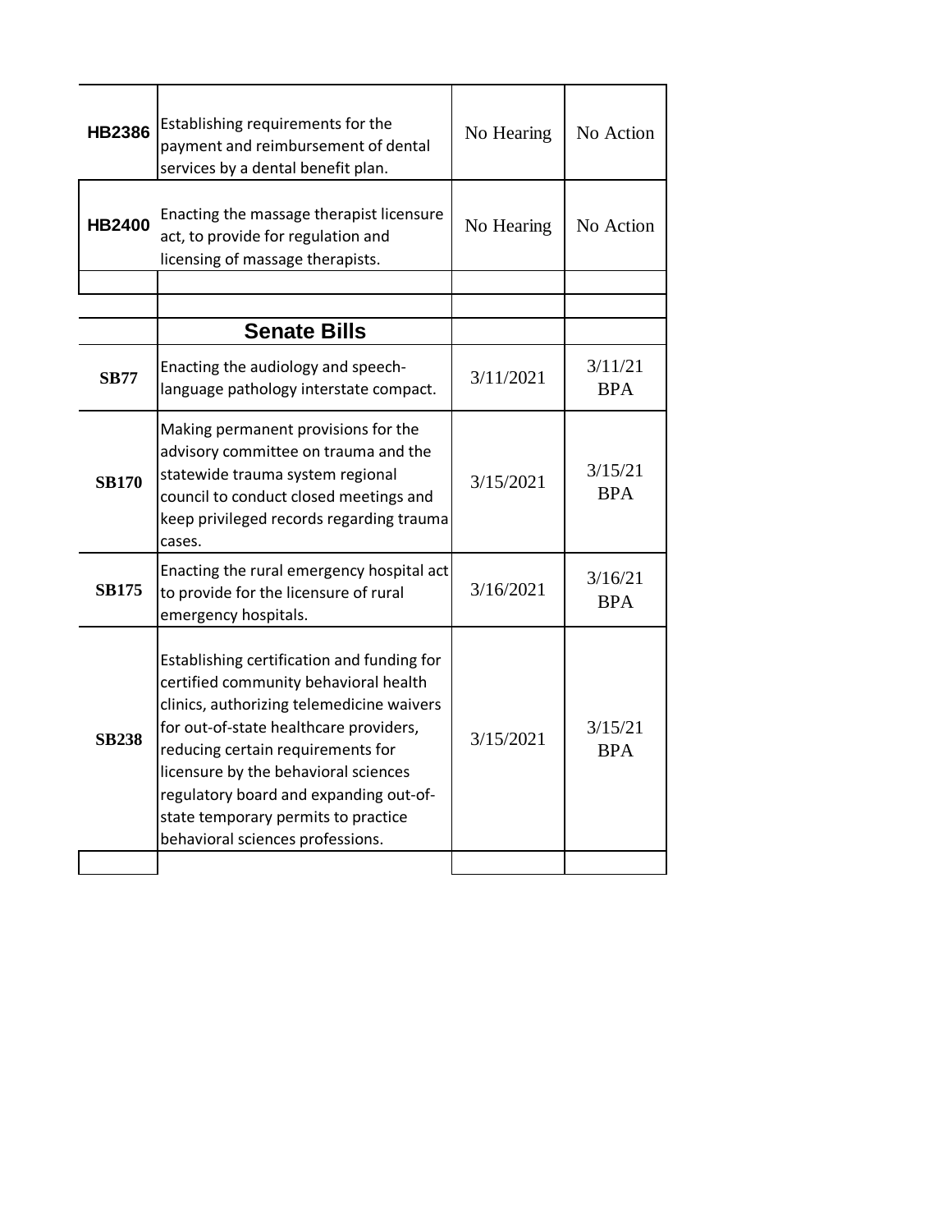| | | | |
|---|---|---|---|
| **HB2386** | Establishing requirements for the payment and reimbursement of dental services by a dental benefit plan. | No Hearing | No Action |
| **HB2400** | Enacting the massage therapist licensure act, to provide for regulation and licensing of massage therapists. | No Hearing | No Action |
| | | | |
| | | | |
| | **Senate Bills** | | |
| **SB77** | Enacting the audiology and speech-language pathology interstate compact. | 3/11/2021 | 3/11/21 BPA |
| **SB170** | Making permanent provisions for the advisory committee on trauma and the statewide trauma system regional council to conduct closed meetings and keep privileged records regarding trauma cases. | 3/15/2021 | 3/15/21 BPA |
| **SB175** | Enacting the rural emergency hospital act to provide for the licensure of rural emergency hospitals. | 3/16/2021 | 3/16/21 BPA |
| **SB238** | Establishing certification and funding for certified community behavioral health clinics, authorizing telemedicine waivers for out-of-state healthcare providers, reducing certain requirements for licensure by the behavioral sciences regulatory board and expanding out-of-state temporary permits to practice behavioral sciences professions. | 3/15/2021 | 3/15/21 BPA |
| | | | |